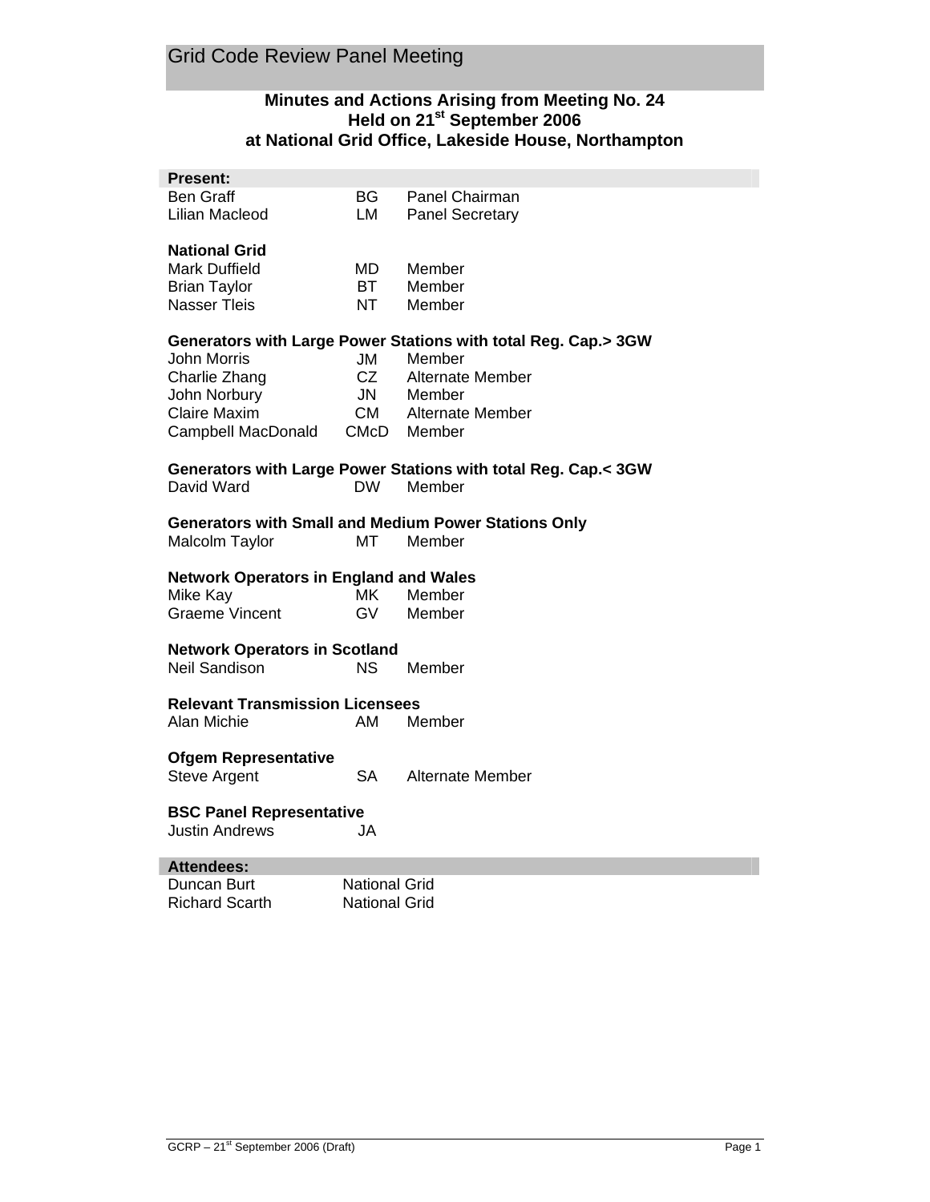# Grid Code Review Panel Meeting

## Minutes and Actions Arising from Meeting No. 24
## Held on 21st September 2006
## at National Grid Office, Lakeside House, Northampton

**Present:**

| | | |
|---|---|---|
| Ben Graff | BG | Panel Chairman |
| Lilian Macleod | LM | Panel Secretary |

**National Grid**

| | | |
|---|---|---|
| Mark Duffield | MD | Member |
| Brian Taylor | BT | Member |
| Nasser Tleis | NT | Member |

**Generators with Large Power Stations with total Reg. Cap.> 3GW**

| | | |
|---|---|---|
| John Morris | JM | Member |
| Charlie Zhang | CZ | Alternate Member |
| John Norbury | JN | Member |
| Claire Maxim | CM | Alternate Member |
| Campbell MacDonald | CMcD | Member |

**Generators with Large Power Stations with total Reg. Cap.< 3GW**

| | | |
|---|---|---|
| David Ward | DW | Member |

**Generators with Small and Medium Power Stations Only**

| | | |
|---|---|---|
| Malcolm Taylor | MT | Member |

**Network Operators in England and Wales**

| | | |
|---|---|---|
| Mike Kay | MK | Member |
| Graeme Vincent | GV | Member |

**Network Operators in Scotland**

| | | |
|---|---|---|
| Neil Sandison | NS | Member |

**Relevant Transmission Licensees**

| | | |
|---|---|---|
| Alan Michie | AM | Member |

**Ofgem Representative**

| | | |
|---|---|---|
| Steve Argent | SA | Alternate Member |

**BSC Panel Representative**

| | |
|---|---|
| Justin Andrews | JA |

**Attendees:**

| | |
|---|---|
| Duncan Burt | National Grid |
| Richard Scarth | National Grid |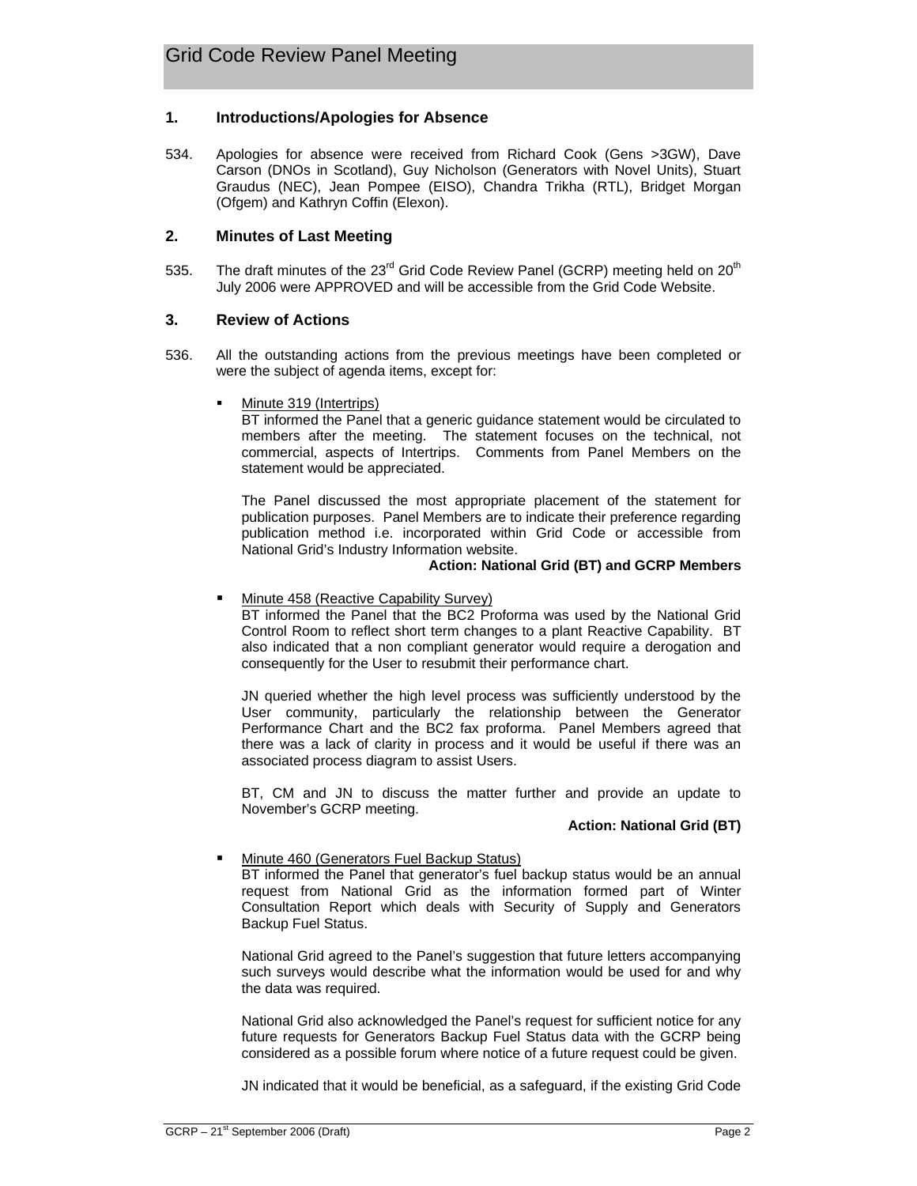## 1. Introductions/Apologies for Absence

534. Apologies for absence were received from Richard Cook (Gens >3GW), Dave Carson (DNOs in Scotland), Guy Nicholson (Generators with Novel Units), Stuart Graudus (NEC), Jean Pompee (EISO), Chandra Trikha (RTL), Bridget Morgan (Ofgem) and Kathryn Coffin (Elexon).

## 2. Minutes of Last Meeting

535. The draft minutes of the 23rd Grid Code Review Panel (GCRP) meeting held on 20th July 2006 were APPROVED and will be accessible from the Grid Code Website.

## 3. Review of Actions

536. All the outstanding actions from the previous meetings have been completed or were the subject of agenda items, except for:

- Minute 319 (Intertrips)
  BT informed the Panel that a generic guidance statement would be circulated to members after the meeting. The statement focuses on the technical, not commercial, aspects of Intertrips. Comments from Panel Members on the statement would be appreciated.

  The Panel discussed the most appropriate placement of the statement for publication purposes. Panel Members are to indicate their preference regarding publication method i.e. incorporated within Grid Code or accessible from National Grid's Industry Information website.

  **Action: National Grid (BT) and GCRP Members**

- Minute 458 (Reactive Capability Survey)
  BT informed the Panel that the BC2 Proforma was used by the National Grid Control Room to reflect short term changes to a plant Reactive Capability. BT also indicated that a non compliant generator would require a derogation and consequently for the User to resubmit their performance chart.

  JN queried whether the high level process was sufficiently understood by the User community, particularly the relationship between the Generator Performance Chart and the BC2 fax proforma. Panel Members agreed that there was a lack of clarity in process and it would be useful if there was an associated process diagram to assist Users.

  BT, CM and JN to discuss the matter further and provide an update to November's GCRP meeting.

  **Action: National Grid (BT)**

- Minute 460 (Generators Fuel Backup Status)
  BT informed the Panel that generator's fuel backup status would be an annual request from National Grid as the information formed part of Winter Consultation Report which deals with Security of Supply and Generators Backup Fuel Status.

  National Grid agreed to the Panel's suggestion that future letters accompanying such surveys would describe what the information would be used for and why the data was required.

  National Grid also acknowledged the Panel's request for sufficient notice for any future requests for Generators Backup Fuel Status data with the GCRP being considered as a possible forum where notice of a future request could be given.

  JN indicated that it would be beneficial, as a safeguard, if the existing Grid Code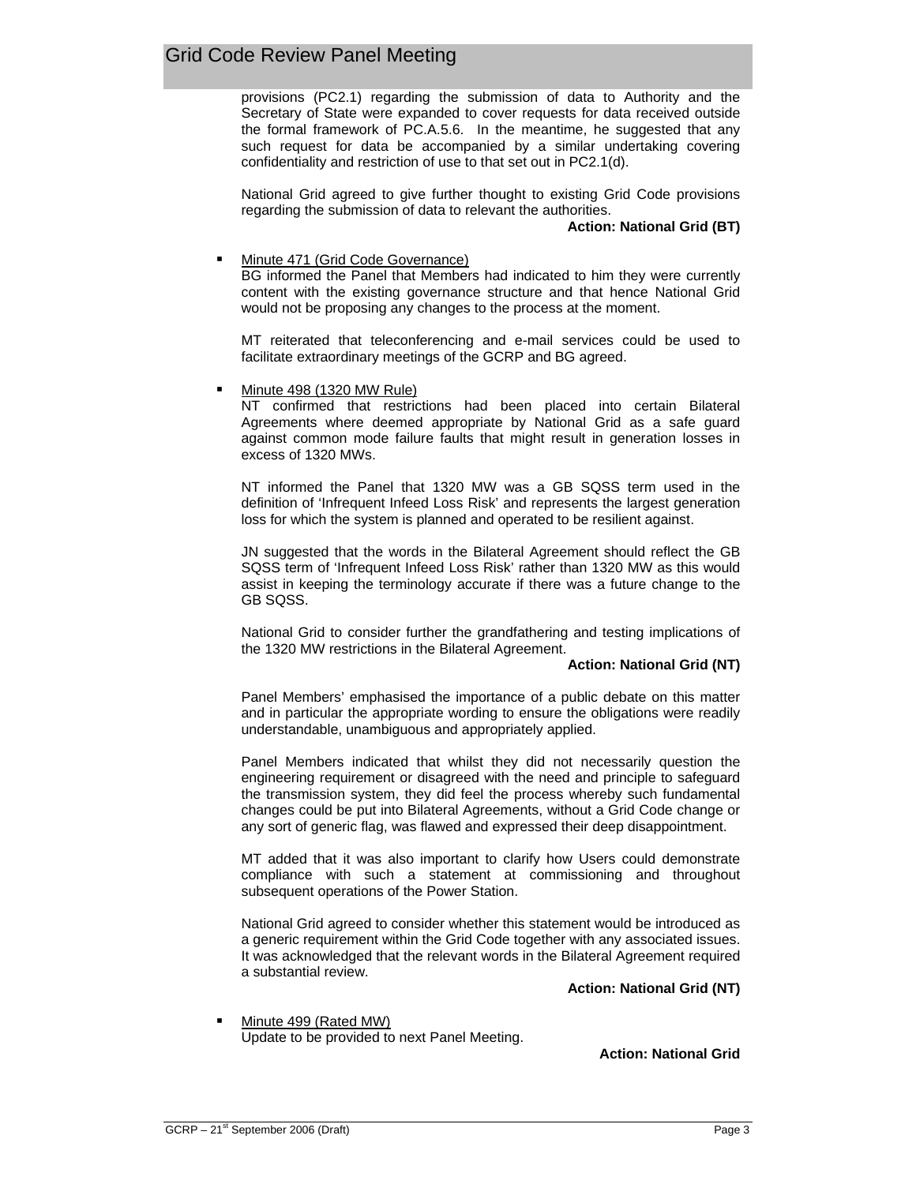provisions (PC2.1) regarding the submission of data to Authority and the Secretary of State were expanded to cover requests for data received outside the formal framework of PC.A.5.6. In the meantime, he suggested that any such request for data be accompanied by a similar undertaking covering confidentiality and restriction of use to that set out in PC2.1(d).

National Grid agreed to give further thought to existing Grid Code provisions regarding the submission of data to relevant the authorities.

**Action: National Grid (BT)**

- Minute 471 (Grid Code Governance)
  BG informed the Panel that Members had indicated to him they were currently content with the existing governance structure and that hence National Grid would not be proposing any changes to the process at the moment.

  MT reiterated that teleconferencing and e-mail services could be used to facilitate extraordinary meetings of the GCRP and BG agreed.

- Minute 498 (1320 MW Rule)
  NT confirmed that restrictions had been placed into certain Bilateral Agreements where deemed appropriate by National Grid as a safe guard against common mode failure faults that might result in generation losses in excess of 1320 MWs.

  NT informed the Panel that 1320 MW was a GB SQSS term used in the definition of 'Infrequent Infeed Loss Risk' and represents the largest generation loss for which the system is planned and operated to be resilient against.

  JN suggested that the words in the Bilateral Agreement should reflect the GB SQSS term of 'Infrequent Infeed Loss Risk' rather than 1320 MW as this would assist in keeping the terminology accurate if there was a future change to the GB SQSS.

  National Grid to consider further the grandfathering and testing implications of the 1320 MW restrictions in the Bilateral Agreement.

  **Action: National Grid (NT)**

  Panel Members' emphasised the importance of a public debate on this matter and in particular the appropriate wording to ensure the obligations were readily understandable, unambiguous and appropriately applied.

  Panel Members indicated that whilst they did not necessarily question the engineering requirement or disagreed with the need and principle to safeguard the transmission system, they did feel the process whereby such fundamental changes could be put into Bilateral Agreements, without a Grid Code change or any sort of generic flag, was flawed and expressed their deep disappointment.

  MT added that it was also important to clarify how Users could demonstrate compliance with such a statement at commissioning and throughout subsequent operations of the Power Station.

  National Grid agreed to consider whether this statement would be introduced as a generic requirement within the Grid Code together with any associated issues. It was acknowledged that the relevant words in the Bilateral Agreement required a substantial review.

  **Action: National Grid (NT)**

- Minute 499 (Rated MW)
  Update to be provided to next Panel Meeting.

  **Action: National Grid**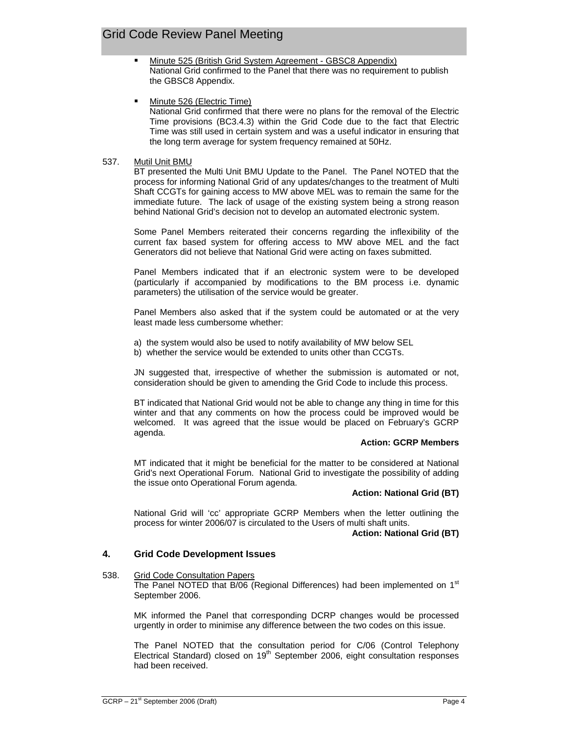- Minute 525 (British Grid System Agreement - GBSC8 Appendix)
  National Grid confirmed to the Panel that there was no requirement to publish the GBSC8 Appendix.

- Minute 526 (Electric Time)
  National Grid confirmed that there were no plans for the removal of the Electric Time provisions (BC3.4.3) within the Grid Code due to the fact that Electric Time was still used in certain system and was a useful indicator in ensuring that the long term average for system frequency remained at 50Hz.

537. Mutil Unit BMU

BT presented the Multi Unit BMU Update to the Panel. The Panel NOTED that the process for informing National Grid of any updates/changes to the treatment of Multi Shaft CCGTs for gaining access to MW above MEL was to remain the same for the immediate future. The lack of usage of the existing system being a strong reason behind National Grid's decision not to develop an automated electronic system.

Some Panel Members reiterated their concerns regarding the inflexibility of the current fax based system for offering access to MW above MEL and the fact Generators did not believe that National Grid were acting on faxes submitted.

Panel Members indicated that if an electronic system were to be developed (particularly if accompanied by modifications to the BM process i.e. dynamic parameters) the utilisation of the service would be greater.

Panel Members also asked that if the system could be automated or at the very least made less cumbersome whether:

a) the system would also be used to notify availability of MW below SEL
b) whether the service would be extended to units other than CCGTs.

JN suggested that, irrespective of whether the submission is automated or not, consideration should be given to amending the Grid Code to include this process.

BT indicated that National Grid would not be able to change any thing in time for this winter and that any comments on how the process could be improved would be welcomed. It was agreed that the issue would be placed on February's GCRP agenda.

**Action: GCRP Members**

MT indicated that it might be beneficial for the matter to be considered at National Grid's next Operational Forum. National Grid to investigate the possibility of adding the issue onto Operational Forum agenda.

**Action: National Grid (BT)**

National Grid will 'cc' appropriate GCRP Members when the letter outlining the process for winter 2006/07 is circulated to the Users of multi shaft units.

**Action: National Grid (BT)**

## 4. Grid Code Development Issues

538. Grid Code Consultation Papers

The Panel NOTED that B/06 (Regional Differences) had been implemented on 1st September 2006.

MK informed the Panel that corresponding DCRP changes would be processed urgently in order to minimise any difference between the two codes on this issue.

The Panel NOTED that the consultation period for C/06 (Control Telephony Electrical Standard) closed on 19th September 2006, eight consultation responses had been received.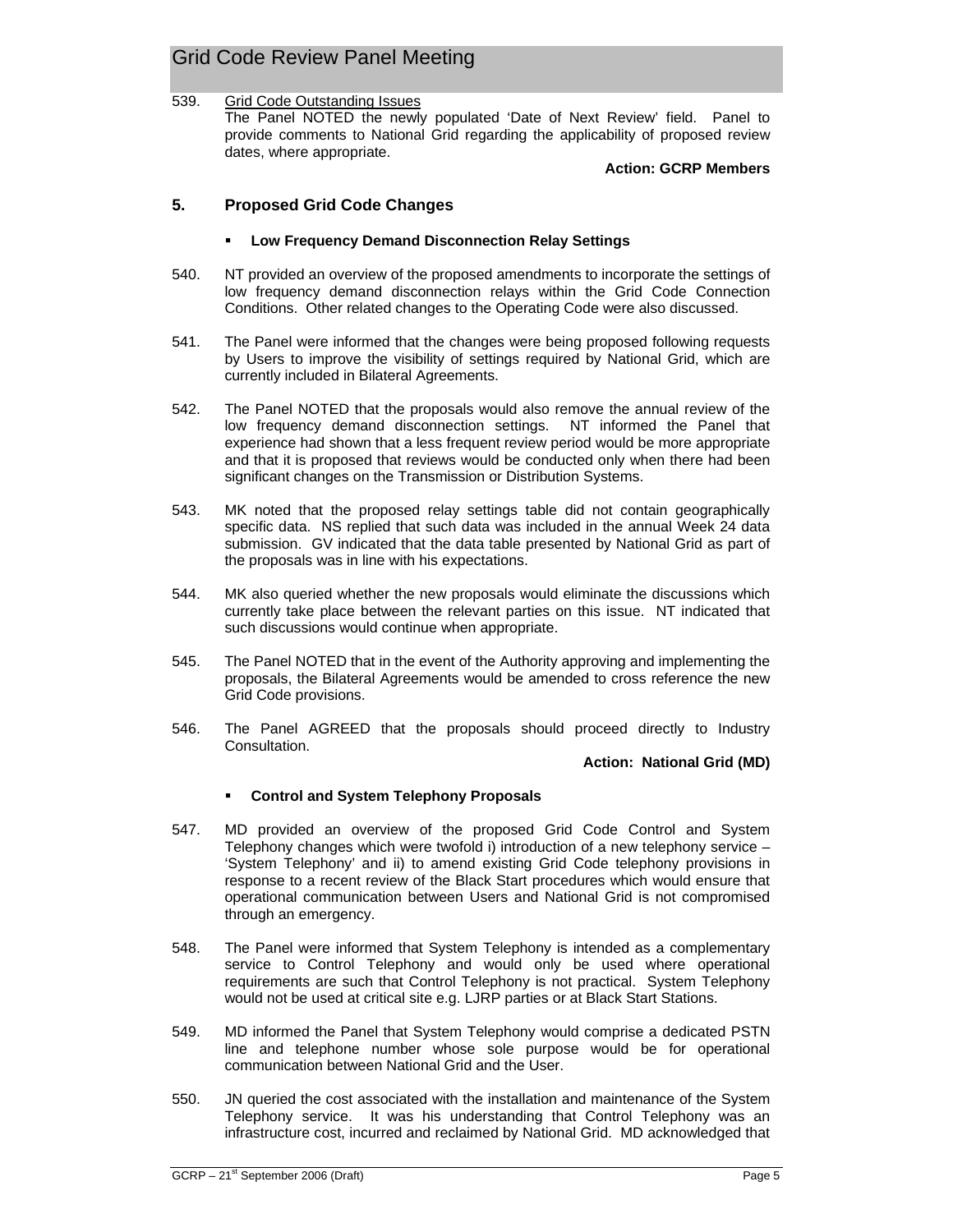539. Grid Code Outstanding Issues
The Panel NOTED the newly populated 'Date of Next Review' field. Panel to provide comments to National Grid regarding the applicability of proposed review dates, where appropriate.

**Action: GCRP Members**

## 5. Proposed Grid Code Changes

- **Low Frequency Demand Disconnection Relay Settings**

540. NT provided an overview of the proposed amendments to incorporate the settings of low frequency demand disconnection relays within the Grid Code Connection Conditions. Other related changes to the Operating Code were also discussed.

541. The Panel were informed that the changes were being proposed following requests by Users to improve the visibility of settings required by National Grid, which are currently included in Bilateral Agreements.

542. The Panel NOTED that the proposals would also remove the annual review of the low frequency demand disconnection settings. NT informed the Panel that experience had shown that a less frequent review period would be more appropriate and that it is proposed that reviews would be conducted only when there had been significant changes on the Transmission or Distribution Systems.

543. MK noted that the proposed relay settings table did not contain geographically specific data. NS replied that such data was included in the annual Week 24 data submission. GV indicated that the data table presented by National Grid as part of the proposals was in line with his expectations.

544. MK also queried whether the new proposals would eliminate the discussions which currently take place between the relevant parties on this issue. NT indicated that such discussions would continue when appropriate.

545. The Panel NOTED that in the event of the Authority approving and implementing the proposals, the Bilateral Agreements would be amended to cross reference the new Grid Code provisions.

546. The Panel AGREED that the proposals should proceed directly to Industry Consultation.

**Action: National Grid (MD)**

- **Control and System Telephony Proposals**

547. MD provided an overview of the proposed Grid Code Control and System Telephony changes which were twofold i) introduction of a new telephony service – 'System Telephony' and ii) to amend existing Grid Code telephony provisions in response to a recent review of the Black Start procedures which would ensure that operational communication between Users and National Grid is not compromised through an emergency.

548. The Panel were informed that System Telephony is intended as a complementary service to Control Telephony and would only be used where operational requirements are such that Control Telephony is not practical. System Telephony would not be used at critical site e.g. LJRP parties or at Black Start Stations.

549. MD informed the Panel that System Telephony would comprise a dedicated PSTN line and telephone number whose sole purpose would be for operational communication between National Grid and the User.

550. JN queried the cost associated with the installation and maintenance of the System Telephony service. It was his understanding that Control Telephony was an infrastructure cost, incurred and reclaimed by National Grid. MD acknowledged that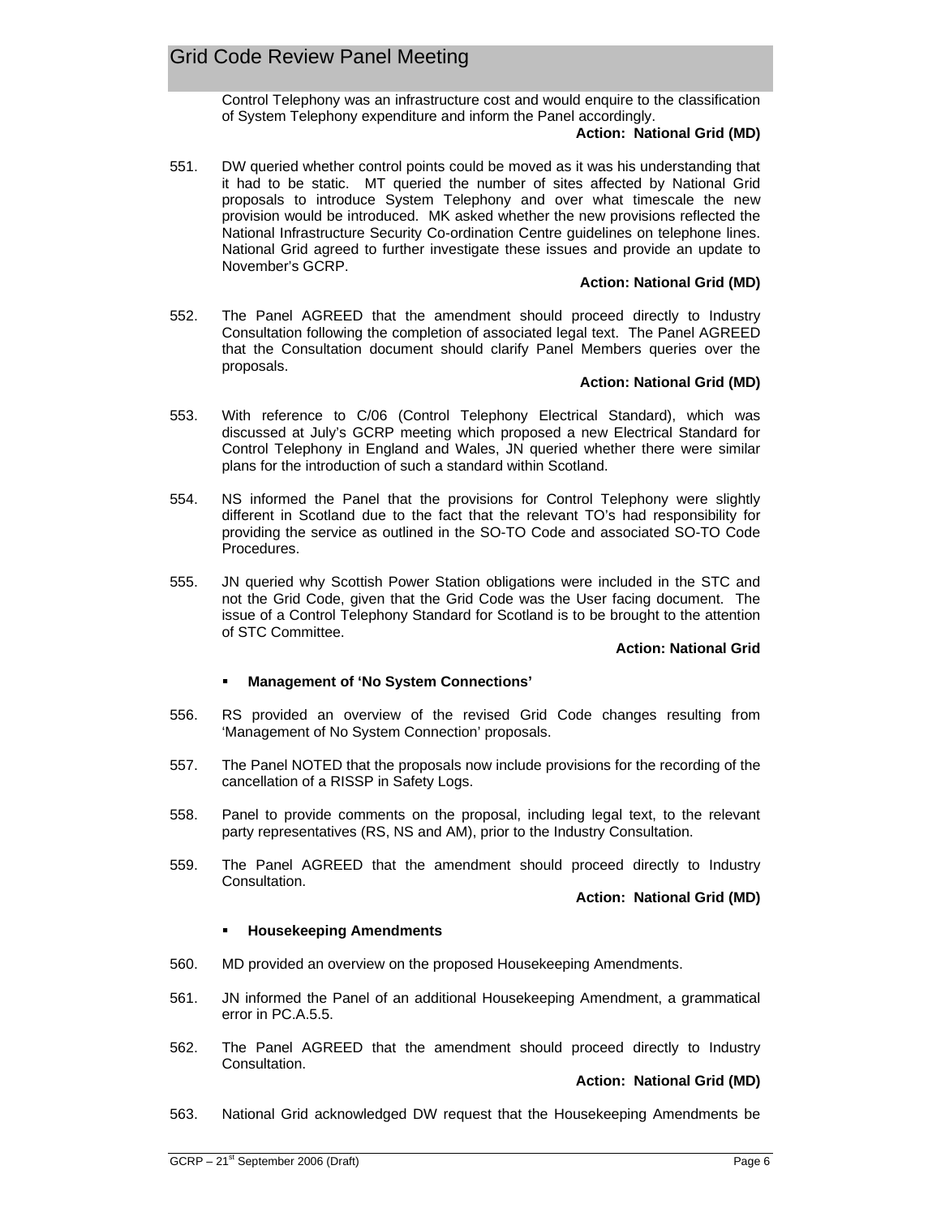Control Telephony was an infrastructure cost and would enquire to the classification of System Telephony expenditure and inform the Panel accordingly.

**Action: National Grid (MD)**

551. DW queried whether control points could be moved as it was his understanding that it had to be static. MT queried the number of sites affected by National Grid proposals to introduce System Telephony and over what timescale the new provision would be introduced. MK asked whether the new provisions reflected the National Infrastructure Security Co-ordination Centre guidelines on telephone lines. National Grid agreed to further investigate these issues and provide an update to November's GCRP.

**Action: National Grid (MD)**

552. The Panel AGREED that the amendment should proceed directly to Industry Consultation following the completion of associated legal text. The Panel AGREED that the Consultation document should clarify Panel Members queries over the proposals.

**Action: National Grid (MD)**

553. With reference to C/06 (Control Telephony Electrical Standard), which was discussed at July's GCRP meeting which proposed a new Electrical Standard for Control Telephony in England and Wales, JN queried whether there were similar plans for the introduction of such a standard within Scotland.

554. NS informed the Panel that the provisions for Control Telephony were slightly different in Scotland due to the fact that the relevant TO's had responsibility for providing the service as outlined in the SO-TO Code and associated SO-TO Code Procedures.

555. JN queried why Scottish Power Station obligations were included in the STC and not the Grid Code, given that the Grid Code was the User facing document. The issue of a Control Telephony Standard for Scotland is to be brought to the attention of STC Committee.

**Action: National Grid**

- **Management of 'No System Connections'**

556. RS provided an overview of the revised Grid Code changes resulting from 'Management of No System Connection' proposals.

557. The Panel NOTED that the proposals now include provisions for the recording of the cancellation of a RISSP in Safety Logs.

558. Panel to provide comments on the proposal, including legal text, to the relevant party representatives (RS, NS and AM), prior to the Industry Consultation.

559. The Panel AGREED that the amendment should proceed directly to Industry Consultation.

**Action: National Grid (MD)**

- **Housekeeping Amendments**

560. MD provided an overview on the proposed Housekeeping Amendments.

561. JN informed the Panel of an additional Housekeeping Amendment, a grammatical error in PC.A.5.5.

562. The Panel AGREED that the amendment should proceed directly to Industry Consultation.

**Action: National Grid (MD)**

563. National Grid acknowledged DW request that the Housekeeping Amendments be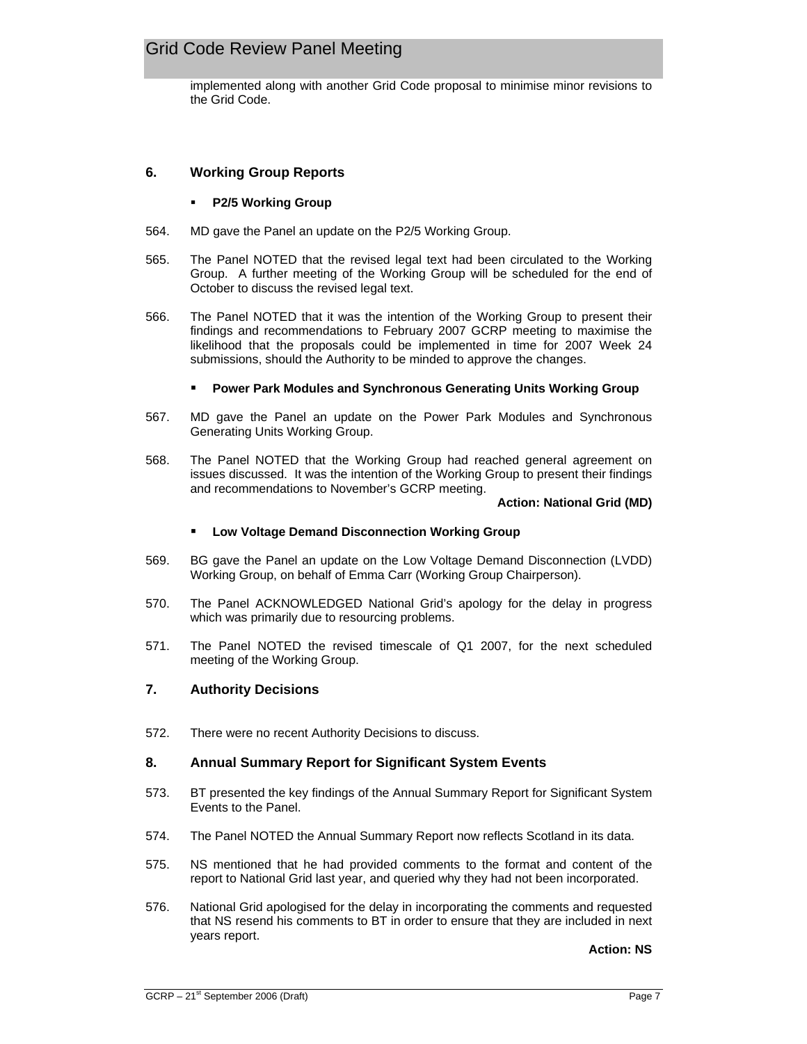implemented along with another Grid Code proposal to minimise minor revisions to the Grid Code.

## 6. Working Group Reports

- **P2/5 Working Group**

564. MD gave the Panel an update on the P2/5 Working Group.

565. The Panel NOTED that the revised legal text had been circulated to the Working Group. A further meeting of the Working Group will be scheduled for the end of October to discuss the revised legal text.

566. The Panel NOTED that it was the intention of the Working Group to present their findings and recommendations to February 2007 GCRP meeting to maximise the likelihood that the proposals could be implemented in time for 2007 Week 24 submissions, should the Authority to be minded to approve the changes.

- **Power Park Modules and Synchronous Generating Units Working Group**

567. MD gave the Panel an update on the Power Park Modules and Synchronous Generating Units Working Group.

568. The Panel NOTED that the Working Group had reached general agreement on issues discussed. It was the intention of the Working Group to present their findings and recommendations to November's GCRP meeting.

**Action: National Grid (MD)**

- **Low Voltage Demand Disconnection Working Group**

569. BG gave the Panel an update on the Low Voltage Demand Disconnection (LVDD) Working Group, on behalf of Emma Carr (Working Group Chairperson).

570. The Panel ACKNOWLEDGED National Grid's apology for the delay in progress which was primarily due to resourcing problems.

571. The Panel NOTED the revised timescale of Q1 2007, for the next scheduled meeting of the Working Group.

## 7. Authority Decisions

572. There were no recent Authority Decisions to discuss.

## 8. Annual Summary Report for Significant System Events

573. BT presented the key findings of the Annual Summary Report for Significant System Events to the Panel.

574. The Panel NOTED the Annual Summary Report now reflects Scotland in its data.

575. NS mentioned that he had provided comments to the format and content of the report to National Grid last year, and queried why they had not been incorporated.

576. National Grid apologised for the delay in incorporating the comments and requested that NS resend his comments to BT in order to ensure that they are included in next years report.

**Action: NS**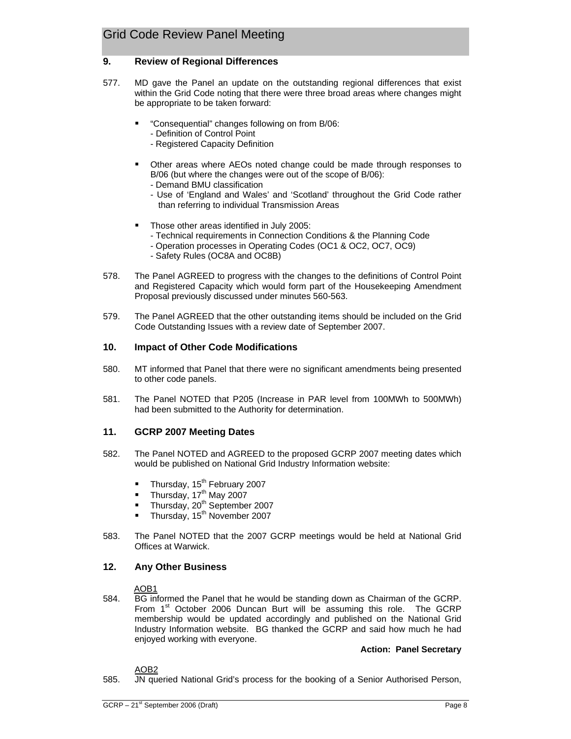## 9. Review of Regional Differences

577. MD gave the Panel an update on the outstanding regional differences that exist within the Grid Code noting that there were three broad areas where changes might be appropriate to be taken forward:

   - "Consequential" changes following on from B/06:
     - Definition of Control Point
     - Registered Capacity Definition
   - Other areas where AEOs noted change could be made through responses to B/06 (but where the changes were out of the scope of B/06):
     - Demand BMU classification
     - Use of 'England and Wales' and 'Scotland' throughout the Grid Code rather than referring to individual Transmission Areas
   - Those other areas identified in July 2005:
     - Technical requirements in Connection Conditions & the Planning Code
     - Operation processes in Operating Codes (OC1 & OC2, OC7, OC9)
     - Safety Rules (OC8A and OC8B)

578. The Panel AGREED to progress with the changes to the definitions of Control Point and Registered Capacity which would form part of the Housekeeping Amendment Proposal previously discussed under minutes 560-563.

579. The Panel AGREED that the other outstanding items should be included on the Grid Code Outstanding Issues with a review date of September 2007.

## 10. Impact of Other Code Modifications

580. MT informed that Panel that there were no significant amendments being presented to other code panels.

581. The Panel NOTED that P205 (Increase in PAR level from 100MWh to 500MWh) had been submitted to the Authority for determination.

## 11. GCRP 2007 Meeting Dates

582. The Panel NOTED and AGREED to the proposed GCRP 2007 meeting dates which would be published on National Grid Industry Information website:

   - Thursday, 15th February 2007
   - Thursday, 17th May 2007
   - Thursday, 20th September 2007
   - Thursday, 15th November 2007

583. The Panel NOTED that the 2007 GCRP meetings would be held at National Grid Offices at Warwick.

## 12. Any Other Business

AOB1

584. BG informed the Panel that he would be standing down as Chairman of the GCRP. From 1st October 2006 Duncan Burt will be assuming this role. The GCRP membership would be updated accordingly and published on the National Grid Industry Information website. BG thanked the GCRP and said how much he had enjoyed working with everyone.

**Action: Panel Secretary**

AOB2

585. JN queried National Grid's process for the booking of a Senior Authorised Person,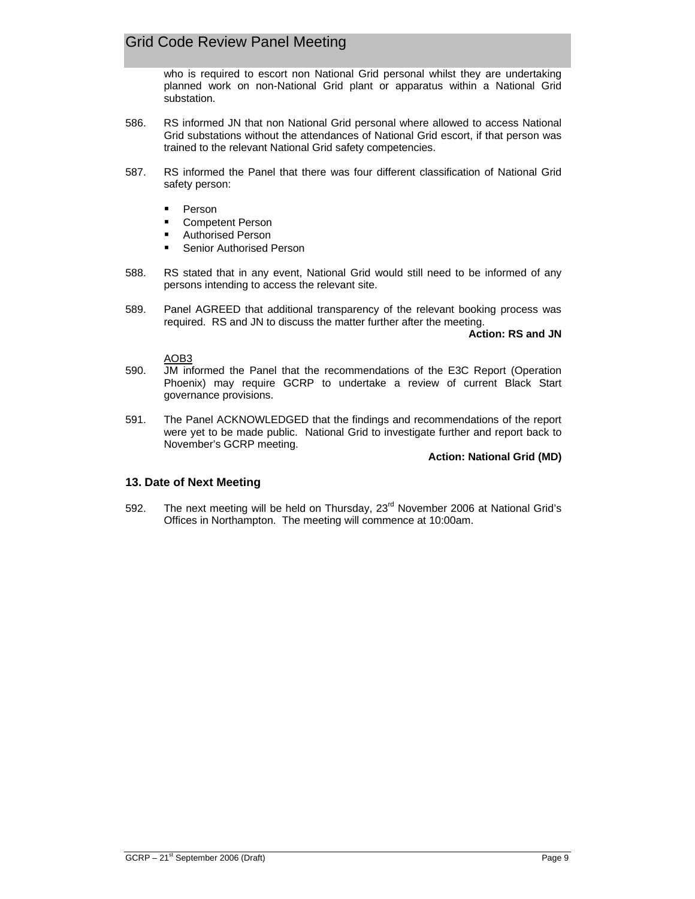who is required to escort non National Grid personal whilst they are undertaking planned work on non-National Grid plant or apparatus within a National Grid substation.

586. RS informed JN that non National Grid personal where allowed to access National Grid substations without the attendances of National Grid escort, if that person was trained to the relevant National Grid safety competencies.

587. RS informed the Panel that there was four different classification of National Grid safety person:

- Person
- Competent Person
- Authorised Person
- Senior Authorised Person

588. RS stated that in any event, National Grid would still need to be informed of any persons intending to access the relevant site.

589. Panel AGREED that additional transparency of the relevant booking process was required. RS and JN to discuss the matter further after the meeting.

**Action: RS and JN**

AOB3

590. JM informed the Panel that the recommendations of the E3C Report (Operation Phoenix) may require GCRP to undertake a review of current Black Start governance provisions.

591. The Panel ACKNOWLEDGED that the findings and recommendations of the report were yet to be made public. National Grid to investigate further and report back to November's GCRP meeting.

**Action: National Grid (MD)**

### 13. Date of Next Meeting

592. The next meeting will be held on Thursday, 23rd November 2006 at National Grid's Offices in Northampton. The meeting will commence at 10:00am.